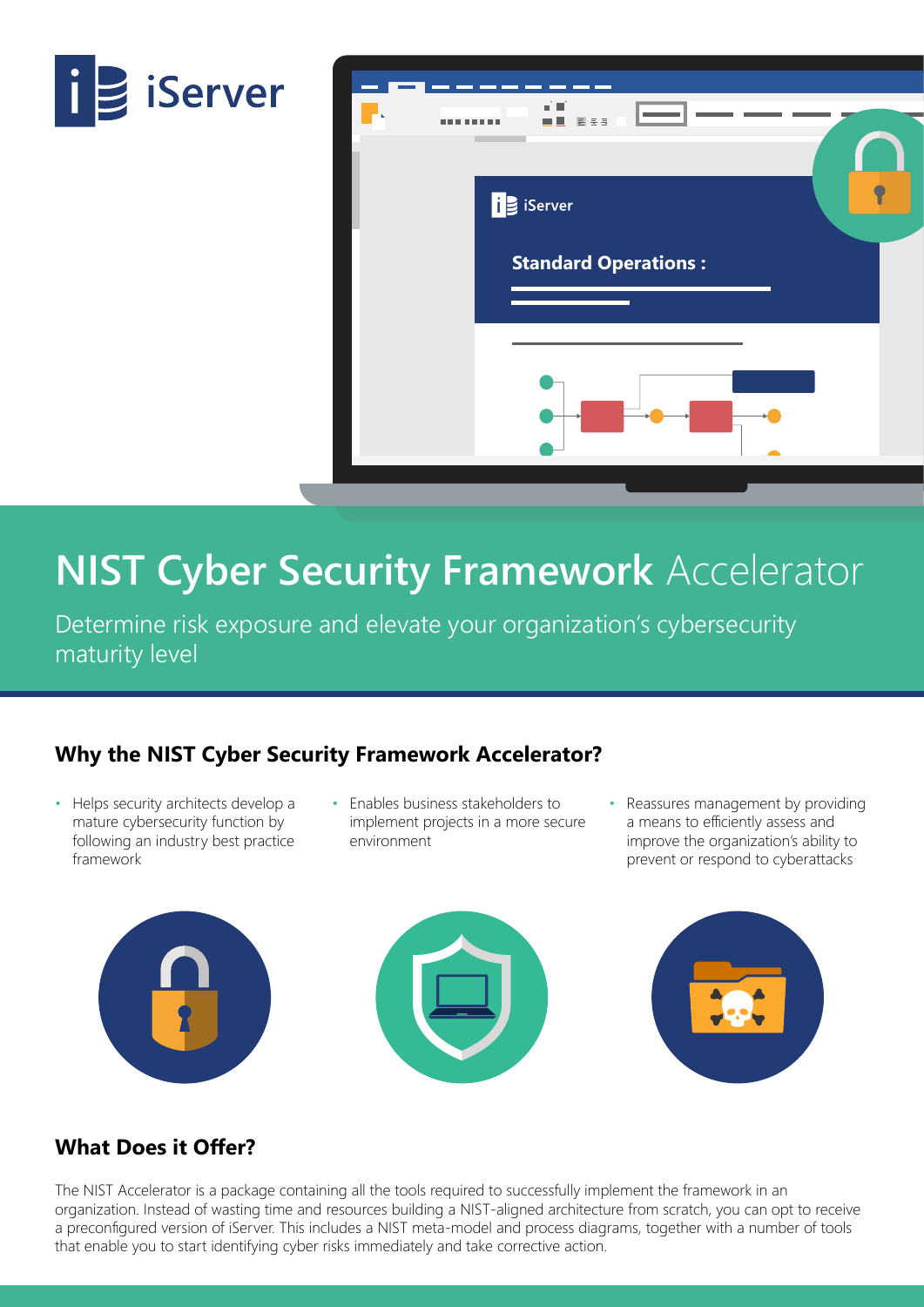iServer

# NIST Cyber Security Framework Accelerator

Determine risk exposure and elevate your organization's cybersecurity maturity level

## Why the NIST Cyber Security Framework Accelerator?

- Helps security architects develop a mature cybersecurity function by following an industry best practice framework
- Enables business stakeholders to implement projects in a more secure environment
- Reassures management by providing a means to efficiently assess and improve the organization's ability to prevent or respond to cyberattacks

## What Does it Offer?

The NIST Accelerator is a package containing all the tools required to successfully implement the framework in an organization. Instead of wasting time and resources building a NIST-aligned architecture from scratch, you can opt to receive a preconfigured version of iServer. This includes a NIST meta-model and process diagrams, together with a number of tools that enable you to start identifying cyber risks immediately and take corrective action.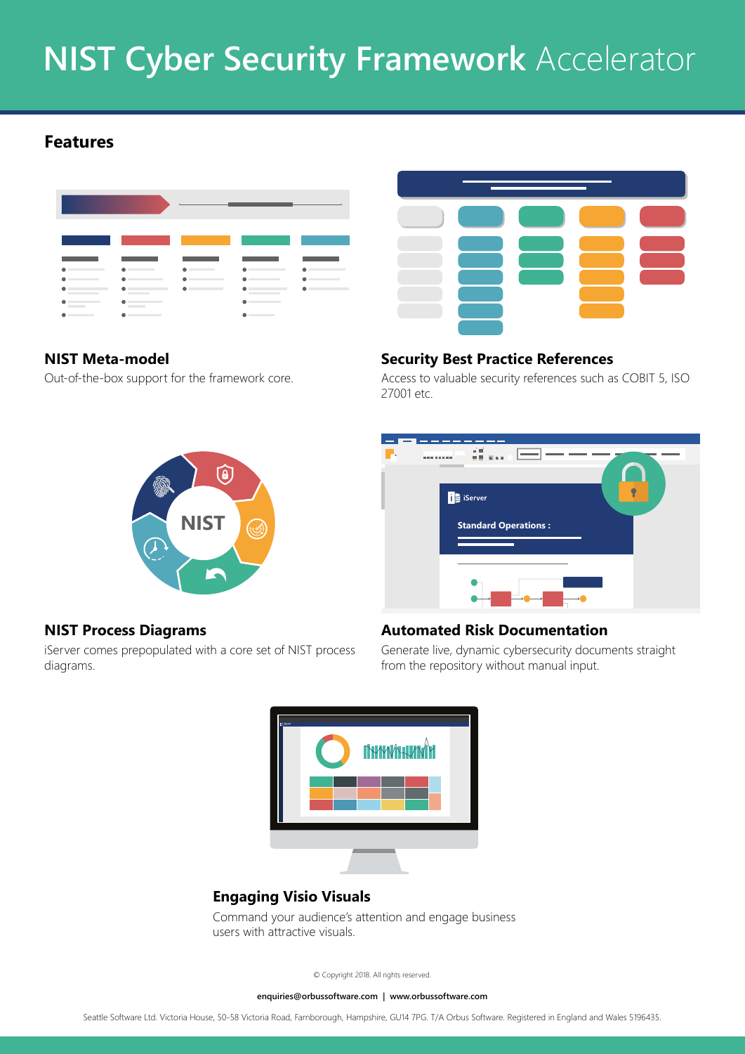# NIST Cyber Security Framework Accelerator

## Features

### NIST Meta-model

Out-of-the-box support for the framework core.

### Security Best Practice References

Access to valuable security references such as COBIT 5, ISO 27001 etc.

### NIST Process Diagrams

iServer comes prepopulated with a core set of NIST process diagrams.

### Automated Risk Documentation

Generate live, dynamic cybersecurity documents straight from the repository without manual input.

### Engaging Visio Visuals

Command your audience's attention and engage business users with attractive visuals.

© Copyright 2018. All rights reserved.

**enquiries@orbussoftware.com | www.orbussoftware.com**

Seattle Software Ltd. Victoria House, 50-58 Victoria Road, Farnborough, Hampshire, GU14 7PG. T/A Orbus Software. Registered in England and Wales 5196435.